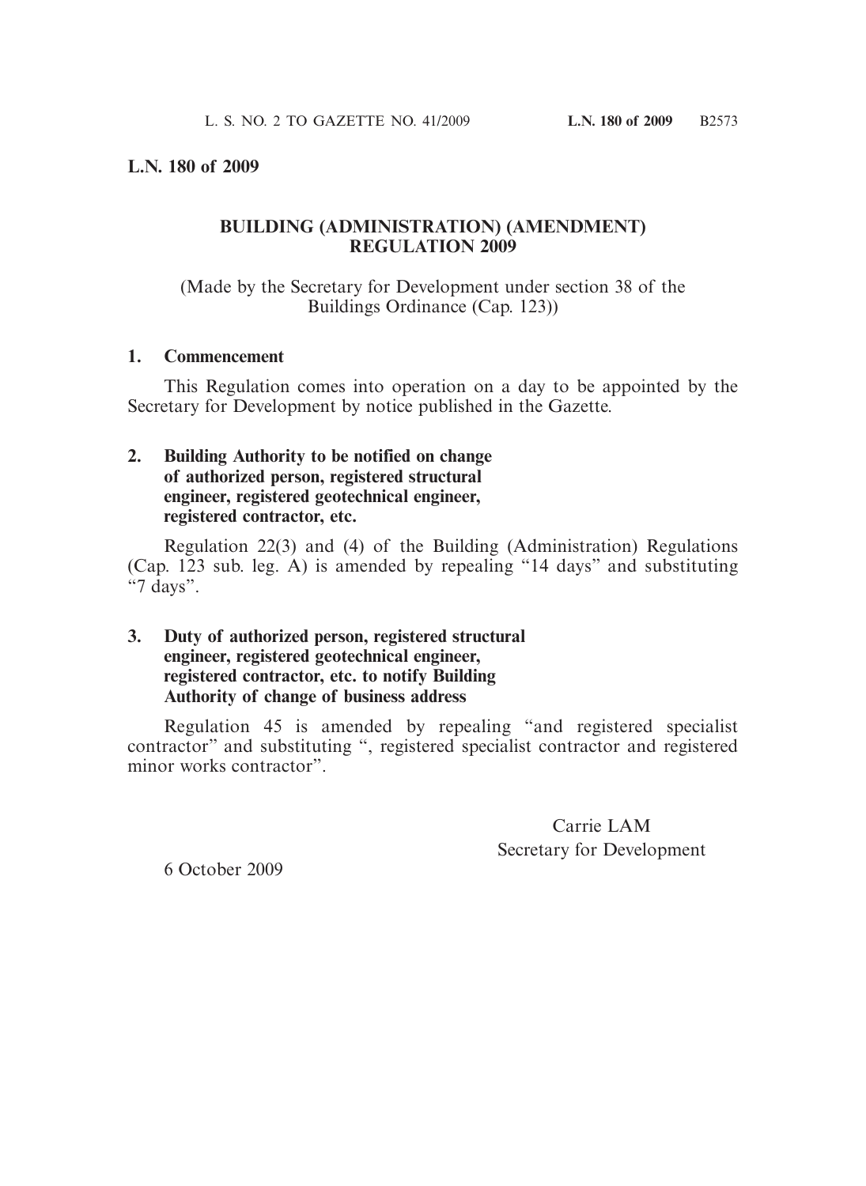**L.N. 180 of 2009**

## BUILDING (ADMINISTRATION) (AMENDMENT) REGULATION 2009

(Made by the Secretary for Development under section 38 of the Buildings Ordinance (Cap. 123))

**1. Commencement**

This Regulation comes into operation on a day to be appointed by the Secretary for Development by notice published in the Gazette.

**2. Building Authority to be notified on change of authorized person, registered structural engineer, registered geotechnical engineer, registered contractor, etc.**

Regulation 22(3) and (4) of the Building (Administration) Regulations (Cap. 123 sub. leg. A) is amended by repealing "14 days" and substituting "7 days".

**3. Duty of authorized person, registered structural engineer, registered geotechnical engineer, registered contractor, etc. to notify Building Authority of change of business address**

Regulation 45 is amended by repealing "and registered specialist contractor" and substituting ", registered specialist contractor and registered minor works contractor".

Carrie LAM
Secretary for Development

6 October 2009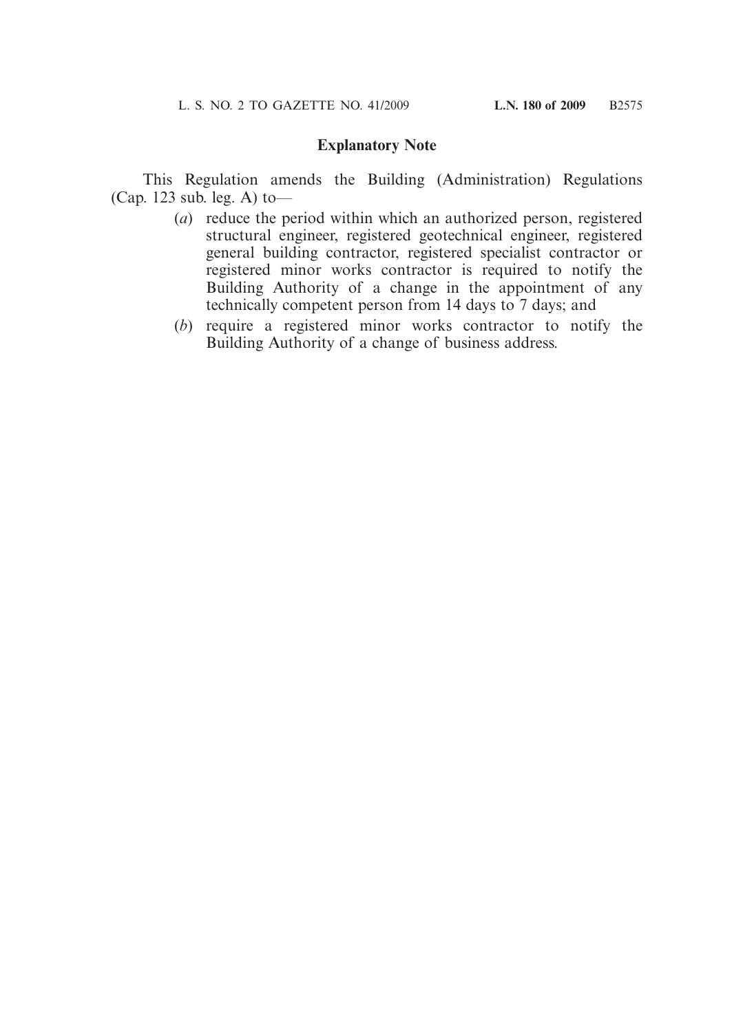## Explanatory Note

This Regulation amends the Building (Administration) Regulations (Cap. 123 sub. leg. A) to—

(*a*) reduce the period within which an authorized person, registered structural engineer, registered geotechnical engineer, registered general building contractor, registered specialist contractor or registered minor works contractor is required to notify the Building Authority of a change in the appointment of any technically competent person from 14 days to 7 days; and

(*b*) require a registered minor works contractor to notify the Building Authority of a change of business address.